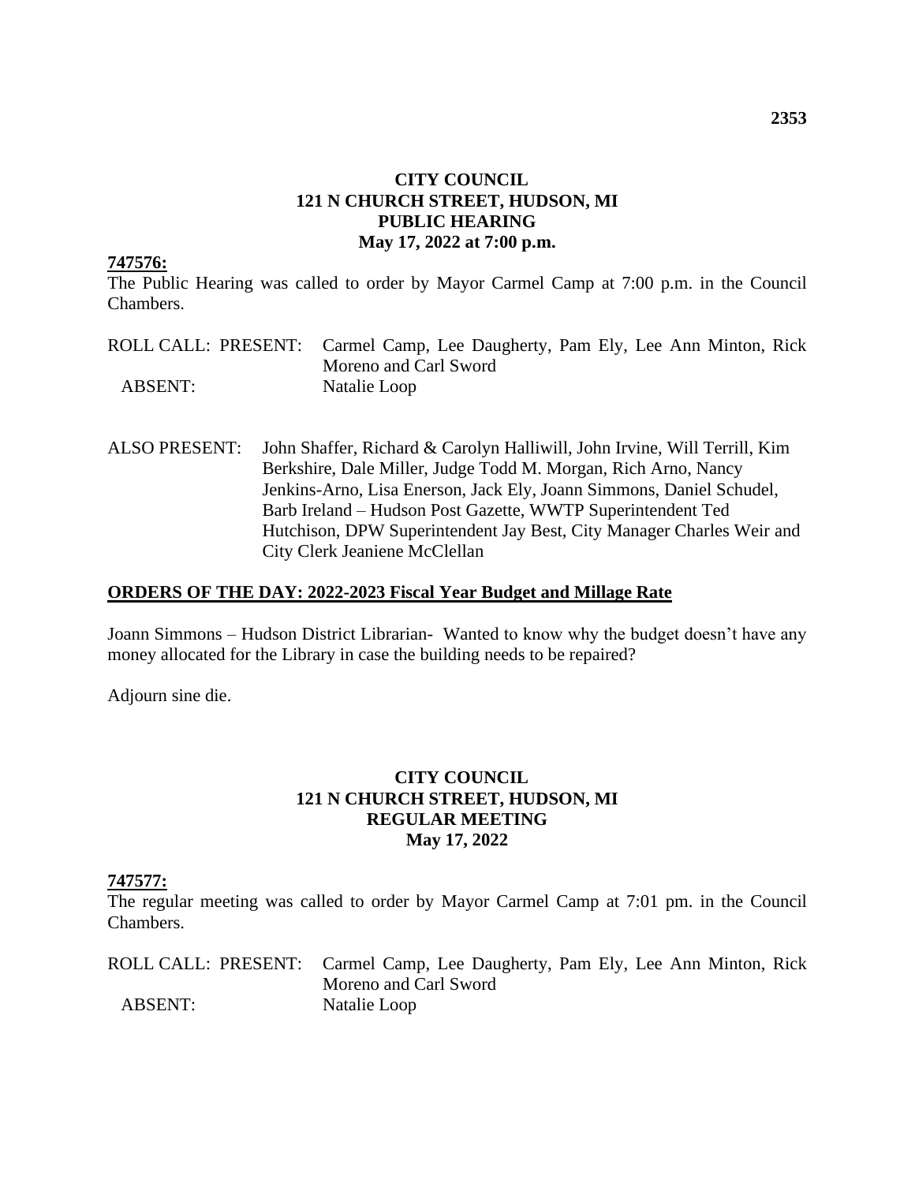**CITY COUNCIL**
**121 N CHURCH STREET, HUDSON, MI**
**PUBLIC HEARING**
**May 17, 2022 at 7:00 p.m.**

**747576:**

The Public Hearing was called to order by Mayor Carmel Camp at 7:00 p.m. in the Council Chambers.

ROLL CALL: PRESENT: Carmel Camp, Lee Daugherty, Pam Ely, Lee Ann Minton, Rick Moreno and Carl Sword

ABSENT: Natalie Loop

ALSO PRESENT: John Shaffer, Richard & Carolyn Halliwill, John Irvine, Will Terrill, Kim Berkshire, Dale Miller, Judge Todd M. Morgan, Rich Arno, Nancy Jenkins-Arno, Lisa Enerson, Jack Ely, Joann Simmons, Daniel Schudel, Barb Ireland – Hudson Post Gazette, WWTP Superintendent Ted Hutchison, DPW Superintendent Jay Best, City Manager Charles Weir and City Clerk Jeaniene McClellan

**ORDERS OF THE DAY: 2022-2023 Fiscal Year Budget and Millage Rate**

Joann Simmons – Hudson District Librarian- Wanted to know why the budget doesn't have any money allocated for the Library in case the building needs to be repaired?

Adjourn sine die.

**CITY COUNCIL**
**121 N CHURCH STREET, HUDSON, MI**
**REGULAR MEETING**
**May 17, 2022**

**747577:**

The regular meeting was called to order by Mayor Carmel Camp at 7:01 pm. in the Council Chambers.

ROLL CALL: PRESENT: Carmel Camp, Lee Daugherty, Pam Ely, Lee Ann Minton, Rick Moreno and Carl Sword

ABSENT: Natalie Loop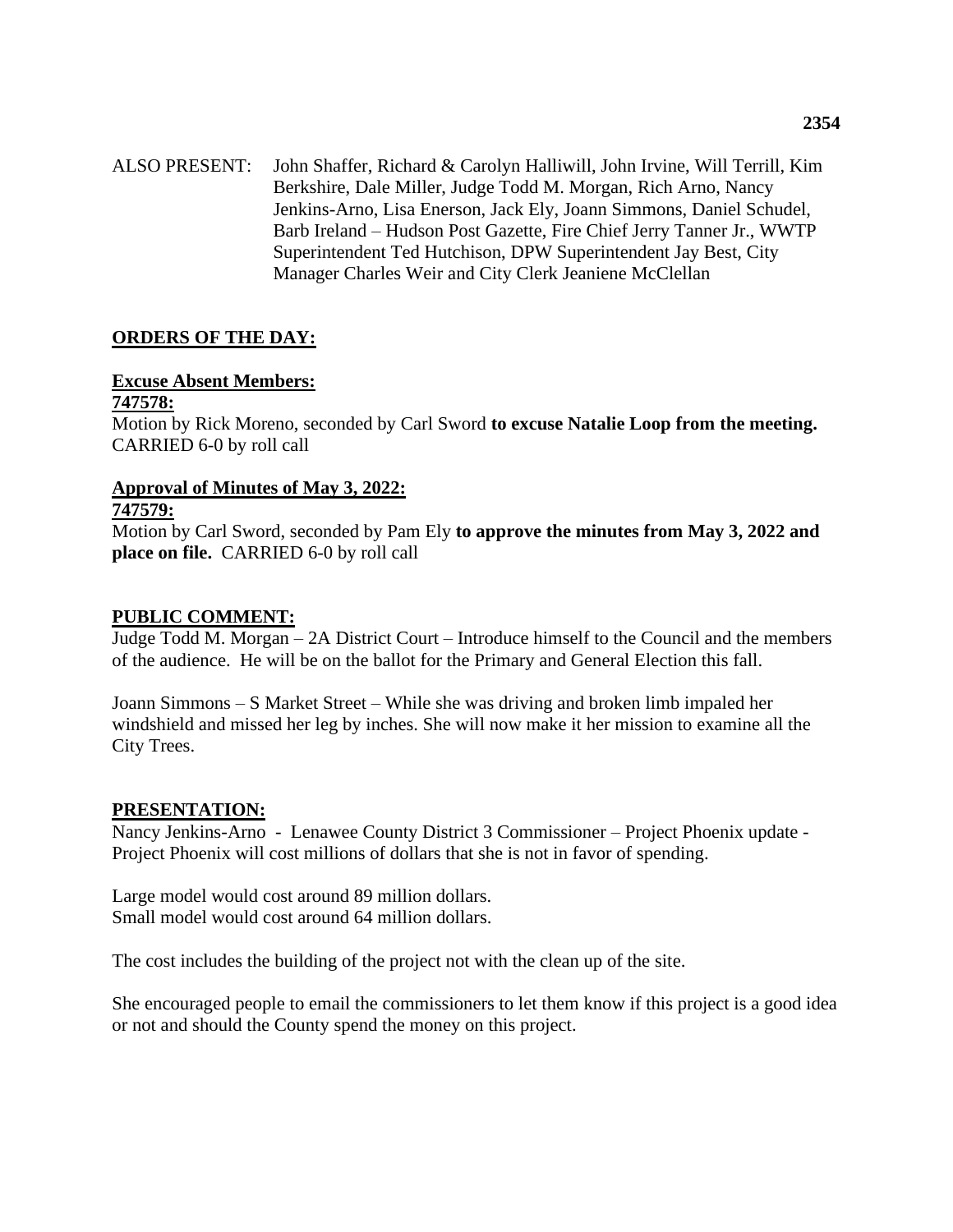ALSO PRESENT: John Shaffer, Richard & Carolyn Halliwill, John Irvine, Will Terrill, Kim Berkshire, Dale Miller, Judge Todd M. Morgan, Rich Arno, Nancy Jenkins-Arno, Lisa Enerson, Jack Ely, Joann Simmons, Daniel Schudel, Barb Ireland – Hudson Post Gazette, Fire Chief Jerry Tanner Jr., WWTP Superintendent Ted Hutchison, DPW Superintendent Jay Best, City Manager Charles Weir and City Clerk Jeaniene McClellan

**ORDERS OF THE DAY:**

**Excuse Absent Members:**
**747578:**
Motion by Rick Moreno, seconded by Carl Sword **to excuse Natalie Loop from the meeting.** CARRIED 6-0 by roll call

**Approval of Minutes of May 3, 2022:**
**747579:**
Motion by Carl Sword, seconded by Pam Ely **to approve the minutes from May 3, 2022 and place on file.** CARRIED 6-0 by roll call

**PUBLIC COMMENT:**
Judge Todd M. Morgan – 2A District Court – Introduce himself to the Council and the members of the audience. He will be on the ballot for the Primary and General Election this fall.

Joann Simmons – S Market Street – While she was driving and broken limb impaled her windshield and missed her leg by inches. She will now make it her mission to examine all the City Trees.

**PRESENTATION:**
Nancy Jenkins-Arno - Lenawee County District 3 Commissioner – Project Phoenix update - Project Phoenix will cost millions of dollars that she is not in favor of spending.

Large model would cost around 89 million dollars.
Small model would cost around 64 million dollars.

The cost includes the building of the project not with the clean up of the site.

She encouraged people to email the commissioners to let them know if this project is a good idea or not and should the County spend the money on this project.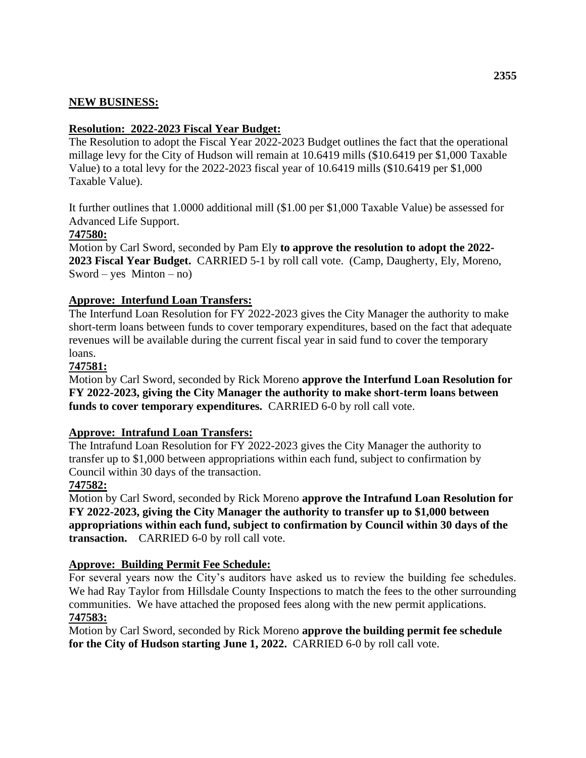## NEW BUSINESS:

**Resolution: 2022-2023 Fiscal Year Budget:**

The Resolution to adopt the Fiscal Year 2022-2023 Budget outlines the fact that the operational millage levy for the City of Hudson will remain at 10.6419 mills ($10.6419 per $1,000 Taxable Value) to a total levy for the 2022-2023 fiscal year of 10.6419 mills ($10.6419 per $1,000 Taxable Value).

It further outlines that 1.0000 additional mill ($1.00 per $1,000 Taxable Value) be assessed for Advanced Life Support.

**747580:**

Motion by Carl Sword, seconded by Pam Ely **to approve the resolution to adopt the 2022-2023 Fiscal Year Budget.** CARRIED 5-1 by roll call vote. (Camp, Daugherty, Ely, Moreno, Sword – yes Minton – no)

**Approve: Interfund Loan Transfers:**

The Interfund Loan Resolution for FY 2022-2023 gives the City Manager the authority to make short-term loans between funds to cover temporary expenditures, based on the fact that adequate revenues will be available during the current fiscal year in said fund to cover the temporary loans.

**747581:**

Motion by Carl Sword, seconded by Rick Moreno **approve the Interfund Loan Resolution for FY 2022-2023, giving the City Manager the authority to make short-term loans between funds to cover temporary expenditures.** CARRIED 6-0 by roll call vote.

**Approve: Intrafund Loan Transfers:**

The Intrafund Loan Resolution for FY 2022-2023 gives the City Manager the authority to transfer up to $1,000 between appropriations within each fund, subject to confirmation by Council within 30 days of the transaction.

**747582:**

Motion by Carl Sword, seconded by Rick Moreno **approve the Intrafund Loan Resolution for FY 2022-2023, giving the City Manager the authority to transfer up to $1,000 between appropriations within each fund, subject to confirmation by Council within 30 days of the transaction.** CARRIED 6-0 by roll call vote.

**Approve: Building Permit Fee Schedule:**

For several years now the City's auditors have asked us to review the building fee schedules. We had Ray Taylor from Hillsdale County Inspections to match the fees to the other surrounding communities. We have attached the proposed fees along with the new permit applications.

**747583:**

Motion by Carl Sword, seconded by Rick Moreno **approve the building permit fee schedule for the City of Hudson starting June 1, 2022.** CARRIED 6-0 by roll call vote.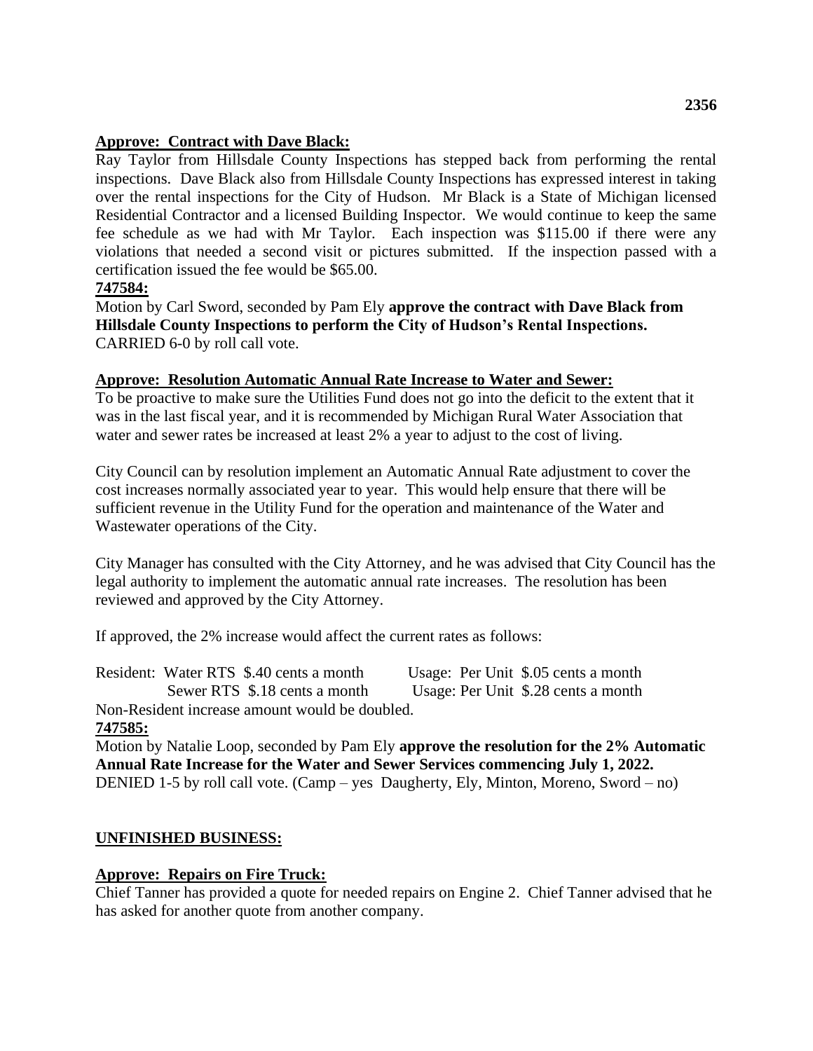**Approve: Contract with Dave Black:**

Ray Taylor from Hillsdale County Inspections has stepped back from performing the rental inspections. Dave Black also from Hillsdale County Inspections has expressed interest in taking over the rental inspections for the City of Hudson. Mr Black is a State of Michigan licensed Residential Contractor and a licensed Building Inspector. We would continue to keep the same fee schedule as we had with Mr Taylor. Each inspection was $115.00 if there were any violations that needed a second visit or pictures submitted. If the inspection passed with a certification issued the fee would be $65.00.

**747584:**

Motion by Carl Sword, seconded by Pam Ely **approve the contract with Dave Black from Hillsdale County Inspections to perform the City of Hudson's Rental Inspections.**
CARRIED 6-0 by roll call vote.

**Approve: Resolution Automatic Annual Rate Increase to Water and Sewer:**

To be proactive to make sure the Utilities Fund does not go into the deficit to the extent that it was in the last fiscal year, and it is recommended by Michigan Rural Water Association that water and sewer rates be increased at least 2% a year to adjust to the cost of living.

City Council can by resolution implement an Automatic Annual Rate adjustment to cover the cost increases normally associated year to year. This would help ensure that there will be sufficient revenue in the Utility Fund for the operation and maintenance of the Water and Wastewater operations of the City.

City Manager has consulted with the City Attorney, and he was advised that City Council has the legal authority to implement the automatic annual rate increases. The resolution has been reviewed and approved by the City Attorney.

If approved, the 2% increase would affect the current rates as follows:

Resident: Water RTS $.40 cents a month Usage: Per Unit $.05 cents a month
Sewer RTS $.18 cents a month Usage: Per Unit $.28 cents a month
Non-Resident increase amount would be doubled.

**747585:**

Motion by Natalie Loop, seconded by Pam Ely **approve the resolution for the 2% Automatic Annual Rate Increase for the Water and Sewer Services commencing July 1, 2022.**
DENIED 1-5 by roll call vote. (Camp – yes Daugherty, Ely, Minton, Moreno, Sword – no)

**UNFINISHED BUSINESS:**

**Approve: Repairs on Fire Truck:**

Chief Tanner has provided a quote for needed repairs on Engine 2. Chief Tanner advised that he has asked for another quote from another company.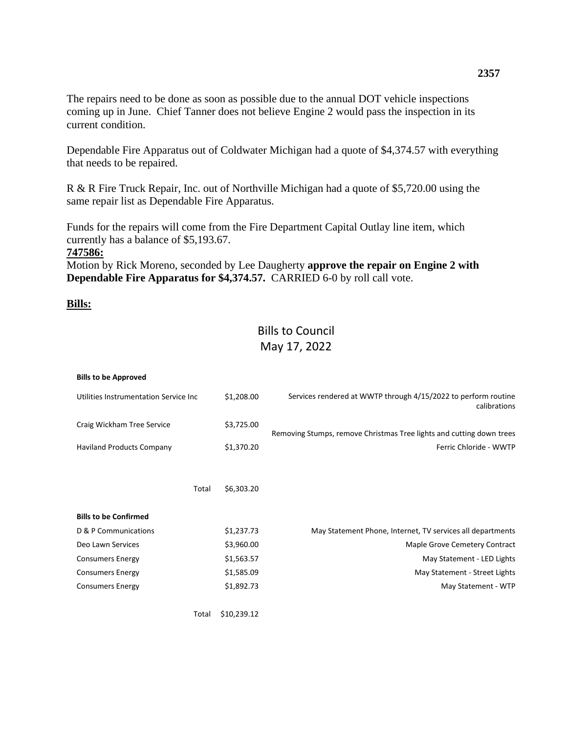The repairs need to be done as soon as possible due to the annual DOT vehicle inspections coming up in June. Chief Tanner does not believe Engine 2 would pass the inspection in its current condition.

Dependable Fire Apparatus out of Coldwater Michigan had a quote of $4,374.57 with everything that needs to be repaired.

R & R Fire Truck Repair, Inc. out of Northville Michigan had a quote of $5,720.00 using the same repair list as Dependable Fire Apparatus.

Funds for the repairs will come from the Fire Department Capital Outlay line item, which currently has a balance of $5,193.67.

**747586:**

Motion by Rick Moreno, seconded by Lee Daugherty **approve the repair on Engine 2 with Dependable Fire Apparatus for $4,374.57.** CARRIED 6-0 by roll call vote.

**Bills:**

## Bills to Council
## May 17, 2022

**Bills to be Approved**

| | | |
|---|---|---|
| Utilities Instrumentation Service Inc | $1,208.00 | Services rendered at WWTP through 4/15/2022 to perform routine calibrations |
| Craig Wickham Tree Service | $3,725.00 | Removing Stumps, remove Christmas Tree lights and cutting down trees |
| Haviland Products Company | $1,370.20 | Ferric Chloride - WWTP |
| Total | $6,303.20 | |

**Bills to be Confirmed**

| | | |
|---|---|---|
| D & P Communications | $1,237.73 | May Statement Phone, Internet, TV services all departments |
| Deo Lawn Services | $3,960.00 | Maple Grove Cemetery Contract |
| Consumers Energy | $1,563.57 | May Statement - LED Lights |
| Consumers Energy | $1,585.09 | May Statement - Street Lights |
| Consumers Energy | $1,892.73 | May Statement - WTP |
| Total | $10,239.12 | |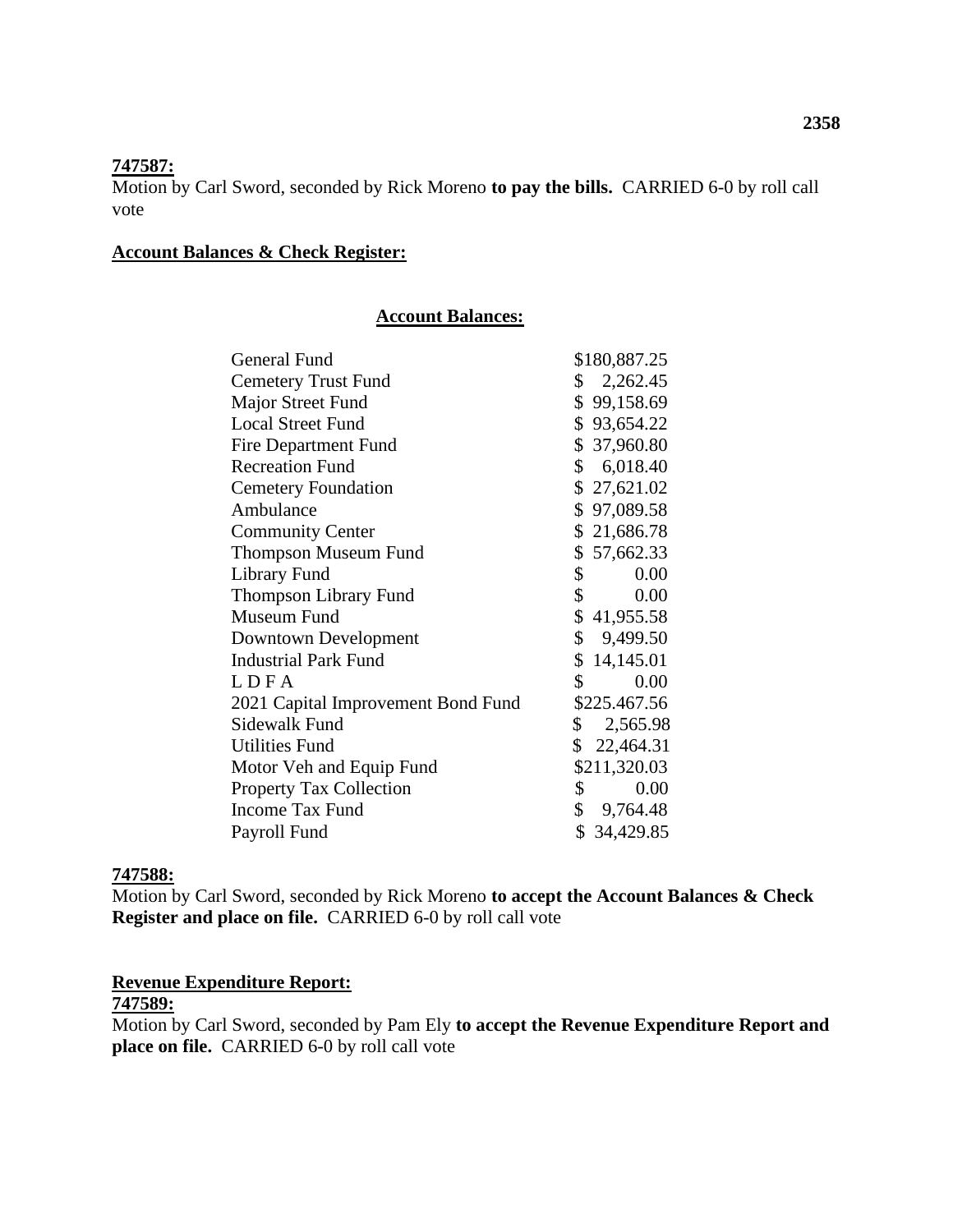**747587:**

Motion by Carl Sword, seconded by Rick Moreno **to pay the bills.** CARRIED 6-0 by roll call vote

**Account Balances & Check Register:**

**Account Balances:**

| Fund | Balance |
|---|---|
| General Fund | $180,887.25 |
| Cemetery Trust Fund | $ 2,262.45 |
| Major Street Fund | $ 99,158.69 |
| Local Street Fund | $ 93,654.22 |
| Fire Department Fund | $ 37,960.80 |
| Recreation Fund | $ 6,018.40 |
| Cemetery Foundation | $ 27,621.02 |
| Ambulance | $ 97,089.58 |
| Community Center | $ 21,686.78 |
| Thompson Museum Fund | $ 57,662.33 |
| Library Fund | $ 0.00 |
| Thompson Library Fund | $ 0.00 |
| Museum Fund | $ 41,955.58 |
| Downtown Development | $ 9,499.50 |
| Industrial Park Fund | $ 14,145.01 |
| L D F A | $ 0.00 |
| 2021 Capital Improvement Bond Fund | $225.467.56 |
| Sidewalk Fund | $ 2,565.98 |
| Utilities Fund | $ 22,464.31 |
| Motor Veh and Equip Fund | $211,320.03 |
| Property Tax Collection | $ 0.00 |
| Income Tax Fund | $ 9,764.48 |
| Payroll Fund | $ 34,429.85 |

**747588:**

Motion by Carl Sword, seconded by Rick Moreno **to accept the Account Balances & Check Register and place on file.** CARRIED 6-0 by roll call vote

**Revenue Expenditure Report:**

**747589:**

Motion by Carl Sword, seconded by Pam Ely **to accept the Revenue Expenditure Report and place on file.** CARRIED 6-0 by roll call vote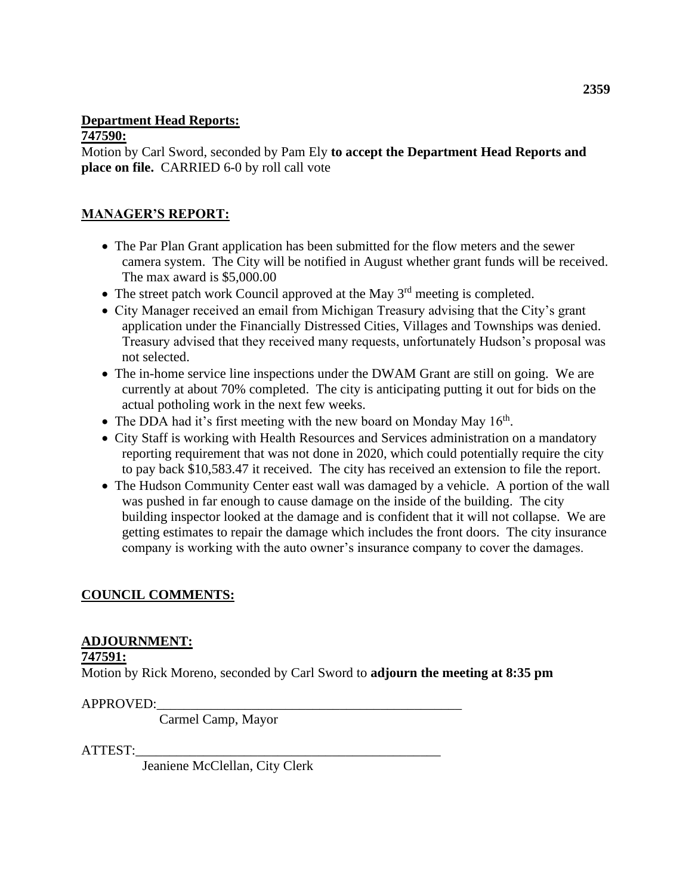**Department Head Reports:**
**747590:**
Motion by Carl Sword, seconded by Pam Ely **to accept the Department Head Reports and place on file.** CARRIED 6-0 by roll call vote

**MANAGER'S REPORT:**

- The Par Plan Grant application has been submitted for the flow meters and the sewer camera system. The City will be notified in August whether grant funds will be received. The max award is $5,000.00
- The street patch work Council approved at the May 3rd meeting is completed.
- City Manager received an email from Michigan Treasury advising that the City's grant application under the Financially Distressed Cities, Villages and Townships was denied. Treasury advised that they received many requests, unfortunately Hudson's proposal was not selected.
- The in-home service line inspections under the DWAM Grant are still on going. We are currently at about 70% completed. The city is anticipating putting it out for bids on the actual potholing work in the next few weeks.
- The DDA had it's first meeting with the new board on Monday May 16th.
- City Staff is working with Health Resources and Services administration on a mandatory reporting requirement that was not done in 2020, which could potentially require the city to pay back $10,583.47 it received. The city has received an extension to file the report.
- The Hudson Community Center east wall was damaged by a vehicle. A portion of the wall was pushed in far enough to cause damage on the inside of the building. The city building inspector looked at the damage and is confident that it will not collapse. We are getting estimates to repair the damage which includes the front doors. The city insurance company is working with the auto owner's insurance company to cover the damages.

**COUNCIL COMMENTS:**

**ADJOURNMENT:**
**747591:**
Motion by Rick Moreno, seconded by Carl Sword to **adjourn the meeting at 8:35 pm**

APPROVED:_______________________________________________
Carmel Camp, Mayor

ATTEST:_______________________________________________
Jeaniene McClellan, City Clerk